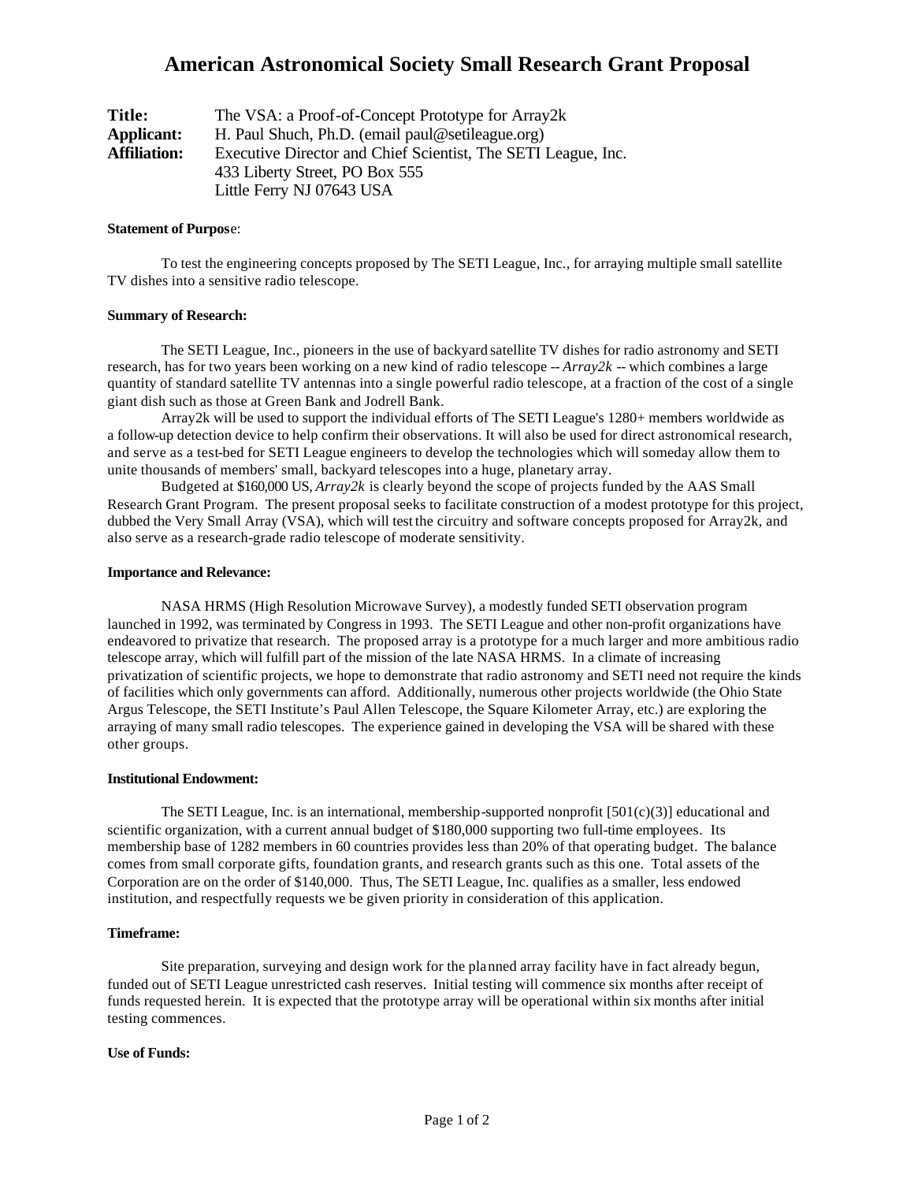# American Astronomical Society Small Research Grant Proposal

**Title:** The VSA: a Proof-of-Concept Prototype for Array2k
**Applicant:** H. Paul Shuch, Ph.D. (email paul@setileague.org)
**Affiliation:** Executive Director and Chief Scientist, The SETI League, Inc.
433 Liberty Street, PO Box 555
Little Ferry NJ 07643 USA

**Statement of Purpose:**

To test the engineering concepts proposed by The SETI League, Inc., for arraying multiple small satellite TV dishes into a sensitive radio telescope.

**Summary of Research:**

The SETI League, Inc., pioneers in the use of backyard satellite TV dishes for radio astronomy and SETI research, has for two years been working on a new kind of radio telescope -- *Array2k* -- which combines a large quantity of standard satellite TV antennas into a single powerful radio telescope, at a fraction of the cost of a single giant dish such as those at Green Bank and Jodrell Bank.

Array2k will be used to support the individual efforts of The SETI League's 1280+ members worldwide as a follow-up detection device to help confirm their observations. It will also be used for direct astronomical research, and serve as a test-bed for SETI League engineers to develop the technologies which will someday allow them to unite thousands of members' small, backyard telescopes into a huge, planetary array.

Budgeted at $160,000 US, *Array2k* is clearly beyond the scope of projects funded by the AAS Small Research Grant Program. The present proposal seeks to facilitate construction of a modest prototype for this project, dubbed the Very Small Array (VSA), which will test the circuitry and software concepts proposed for Array2k, and also serve as a research-grade radio telescope of moderate sensitivity.

**Importance and Relevance:**

NASA HRMS (High Resolution Microwave Survey), a modestly funded SETI observation program launched in 1992, was terminated by Congress in 1993. The SETI League and other non-profit organizations have endeavored to privatize that research. The proposed array is a prototype for a much larger and more ambitious radio telescope array, which will fulfill part of the mission of the late NASA HRMS. In a climate of increasing privatization of scientific projects, we hope to demonstrate that radio astronomy and SETI need not require the kinds of facilities which only governments can afford. Additionally, numerous other projects worldwide (the Ohio State Argus Telescope, the SETI Institute's Paul Allen Telescope, the Square Kilometer Array, etc.) are exploring the arraying of many small radio telescopes. The experience gained in developing the VSA will be shared with these other groups.

**Institutional Endowment:**

The SETI League, Inc. is an international, membership-supported nonprofit [501(c)(3)] educational and scientific organization, with a current annual budget of $180,000 supporting two full-time employees. Its membership base of 1282 members in 60 countries provides less than 20% of that operating budget. The balance comes from small corporate gifts, foundation grants, and research grants such as this one. Total assets of the Corporation are on the order of $140,000. Thus, The SETI League, Inc. qualifies as a smaller, less endowed institution, and respectfully requests we be given priority in consideration of this application.

**Timeframe:**

Site preparation, surveying and design work for the planned array facility have in fact already begun, funded out of SETI League unrestricted cash reserves. Initial testing will commence six months after receipt of funds requested herein. It is expected that the prototype array will be operational within six months after initial testing commences.

**Use of Funds:**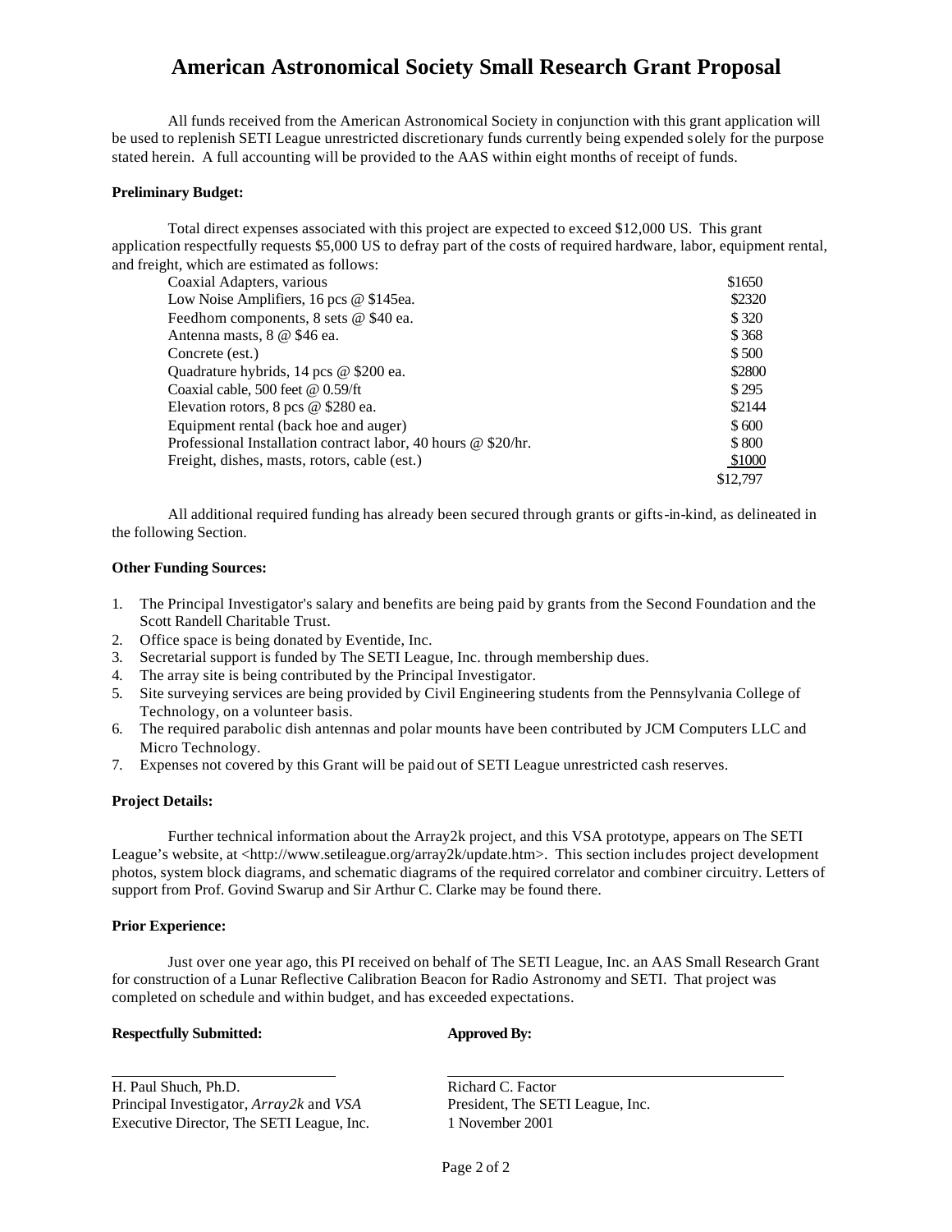// American Astronomical Society Small Research Grant Proposal

All funds received from the American Astronomical Society in conjunction with this grant application will be used to replenish SETI League unrestricted discretionary funds currently being expended solely for the purpose stated herein. A full accounting will be provided to the AAS within eight months of receipt of funds.

**Preliminary Budget:**

Total direct expenses associated with this project are expected to exceed $12,000 US. This grant application respectfully requests $5,000 US to defray part of the costs of required hardware, labor, equipment rental, and freight, which are estimated as follows:

| | |
|---|---|
| Coaxial Adapters, various | $1650 |
| Low Noise Amplifiers, 16 pcs @ $145ea. | $2320 |
| Feedhorn components, 8 sets @ $40 ea. | $ 320 |
| Antenna masts, 8 @ $46 ea. | $ 368 |
| Concrete (est.) | $ 500 |
| Quadrature hybrids, 14 pcs @ $200 ea. | $2800 |
| Coaxial cable, 500 feet @ 0.59/ft | $ 295 |
| Elevation rotors, 8 pcs @ $280 ea. | $2144 |
| Equipment rental (back hoe and auger) | $ 600 |
| Professional Installation contract labor, 40 hours @ $20/hr. | $ 800 |
| Freight, dishes, masts, rotors, cable (est.) | $1000 |
| | $12,797 |

All additional required funding has already been secured through grants or gifts-in-kind, as delineated in the following Section.

**Other Funding Sources:**

1. The Principal Investigator's salary and benefits are being paid by grants from the Second Foundation and the Scott Randell Charitable Trust.
2. Office space is being donated by Eventide, Inc.
3. Secretarial support is funded by The SETI League, Inc. through membership dues.
4. The array site is being contributed by the Principal Investigator.
5. Site surveying services are being provided by Civil Engineering students from the Pennsylvania College of Technology, on a volunteer basis.
6. The required parabolic dish antennas and polar mounts have been contributed by JCM Computers LLC and Micro Technology.
7. Expenses not covered by this Grant will be paid out of SETI League unrestricted cash reserves.

**Project Details:**

Further technical information about the Array2k project, and this VSA prototype, appears on The SETI League's website, at <http://www.setileague.org/array2k/update.htm>. This section includes project development photos, system block diagrams, and schematic diagrams of the required correlator and combiner circuitry. Letters of support from Prof. Govind Swarup and Sir Arthur C. Clarke may be found there.

**Prior Experience:**

Just over one year ago, this PI received on behalf of The SETI League, Inc. an AAS Small Research Grant for construction of a Lunar Reflective Calibration Beacon for Radio Astronomy and SETI. That project was completed on schedule and within budget, and has exceeded expectations.

**Respectfully Submitted:**

H. Paul Shuch, Ph.D.
Principal Investigator, *Array2k* and *VSA*
Executive Director, The SETI League, Inc.

**Approved By:**

Richard C. Factor
President, The SETI League, Inc.
1 November 2001